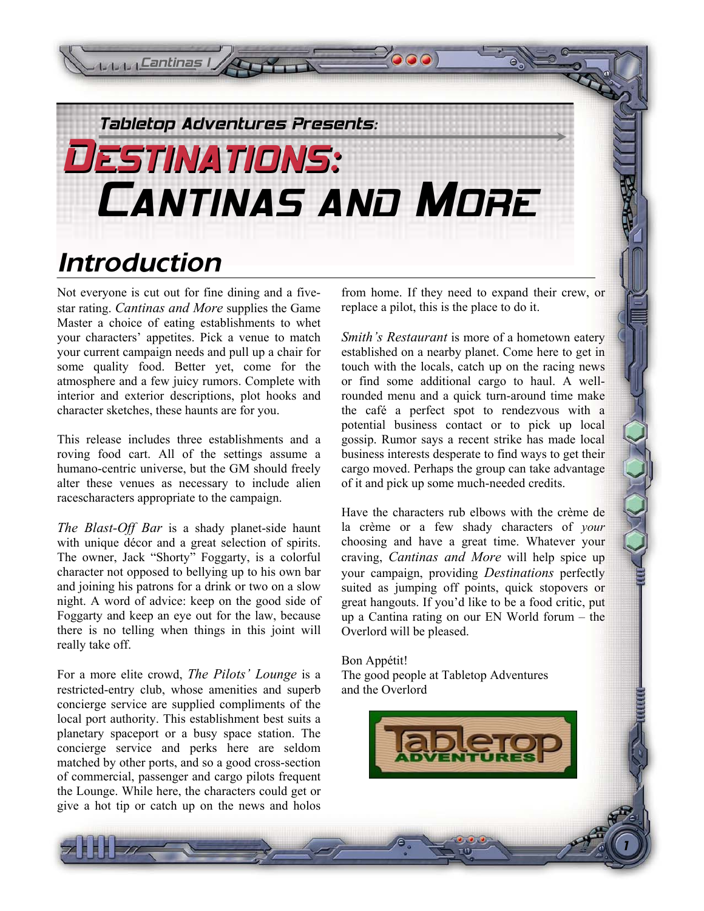*Tabletop Adventures Presents:*

# Destinations: Cantinas and More

## Introduction

Not everyone is cut out for fine dining and a five-star rating. *Cantinas and More* supplies the Game Master a choice of eating establishments to whet your characters' appetites. Pick a venue to match your current campaign needs and pull up a chair for some quality food. Better yet, come for the atmosphere and a few juicy rumors. Complete with interior and exterior descriptions, plot hooks and character sketches, these haunts are for you.

This release includes three establishments and a roving food cart. All of the settings assume a humano-centric universe, but the GM should freely alter these venues as necessary to include alien racescharacters appropriate to the campaign.

*The Blast-Off Bar* is a shady planet-side haunt with unique décor and a great selection of spirits. The owner, Jack "Shorty" Foggarty, is a colorful character not opposed to bellying up to his own bar and joining his patrons for a drink or two on a slow night. A word of advice: keep on the good side of Foggarty and keep an eye out for the law, because there is no telling when things in this joint will really take off.

For a more elite crowd, *The Pilots' Lounge* is a restricted-entry club, whose amenities and superb concierge service are supplied compliments of the local port authority. This establishment best suits a planetary spaceport or a busy space station. The concierge service and perks here are seldom matched by other ports, and so a good cross-section of commercial, passenger and cargo pilots frequent the Lounge. While here, the characters could get or give a hot tip or catch up on the news and holos from home. If they need to expand their crew, or replace a pilot, this is the place to do it.

*Smith's Restaurant* is more of a hometown eatery established on a nearby planet. Come here to get in touch with the locals, catch up on the racing news or find some additional cargo to haul. A well-rounded menu and a quick turn-around time make the café a perfect spot to rendezvous with a potential business contact or to pick up local gossip. Rumor says a recent strike has made local business interests desperate to find ways to get their cargo moved. Perhaps the group can take advantage of it and pick up some much-needed credits.

Have the characters rub elbows with the crème de la crème or a few shady characters of *your* choosing and have a great time. Whatever your craving, *Cantinas and More* will help spice up your campaign, providing *Destinations* perfectly suited as jumping off points, quick stopovers or great hangouts. If you'd like to be a food critic, put up a Cantina rating on our EN World forum – the Overlord will be pleased.

Bon Appétit!
The good people at Tabletop Adventures
and the Overlord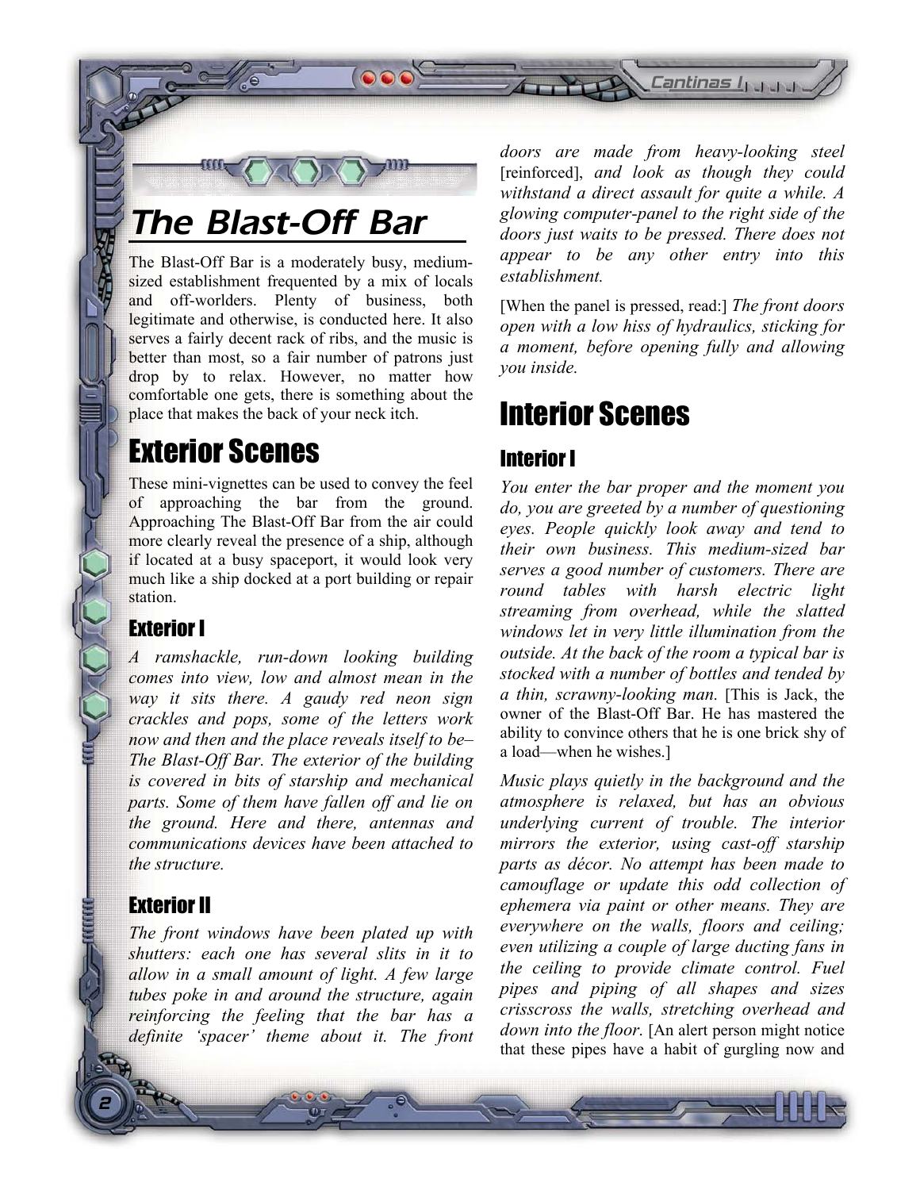# The Blast-Off Bar

The Blast-Off Bar is a moderately busy, medium-sized establishment frequented by a mix of locals and off-worlders. Plenty of business, both legitimate and otherwise, is conducted here. It also serves a fairly decent rack of ribs, and the music is better than most, so a fair number of patrons just drop by to relax. However, no matter how comfortable one gets, there is something about the place that makes the back of your neck itch.

## Exterior Scenes

These mini-vignettes can be used to convey the feel of approaching the bar from the ground. Approaching The Blast-Off Bar from the air could more clearly reveal the presence of a ship, although if located at a busy spaceport, it would look very much like a ship docked at a port building or repair station.

### Exterior I

*A ramshackle, run-down looking building comes into view, low and almost mean in the way it sits there. A gaudy red neon sign crackles and pops, some of the letters work now and then and the place reveals itself to be– The Blast-Off Bar. The exterior of the building is covered in bits of starship and mechanical parts. Some of them have fallen off and lie on the ground. Here and there, antennas and communications devices have been attached to the structure.*

### Exterior II

*The front windows have been plated up with shutters: each one has several slits in it to allow in a small amount of light. A few large tubes poke in and around the structure, again reinforcing the feeling that the bar has a definite 'spacer' theme about it. The front doors are made from heavy-looking steel* [reinforced], *and look as though they could withstand a direct assault for quite a while. A glowing computer-panel to the right side of the doors just waits to be pressed. There does not appear to be any other entry into this establishment.*

[When the panel is pressed, read:] *The front doors open with a low hiss of hydraulics, sticking for a moment, before opening fully and allowing you inside.*

## Interior Scenes

### Interior I

*You enter the bar proper and the moment you do, you are greeted by a number of questioning eyes. People quickly look away and tend to their own business. This medium-sized bar serves a good number of customers. There are round tables with harsh electric light streaming from overhead, while the slatted windows let in very little illumination from the outside. At the back of the room a typical bar is stocked with a number of bottles and tended by a thin, scrawny-looking man.* [This is Jack, the owner of the Blast-Off Bar. He has mastered the ability to convince others that he is one brick shy of a load—when he wishes.]

*Music plays quietly in the background and the atmosphere is relaxed, but has an obvious underlying current of trouble. The interior mirrors the exterior, using cast-off starship parts as décor. No attempt has been made to camouflage or update this odd collection of ephemera via paint or other means. They are everywhere on the walls, floors and ceiling; even utilizing a couple of large ducting fans in the ceiling to provide climate control. Fuel pipes and piping of all shapes and sizes crisscross the walls, stretching overhead and down into the floor.* [An alert person might notice that these pipes have a habit of gurgling now and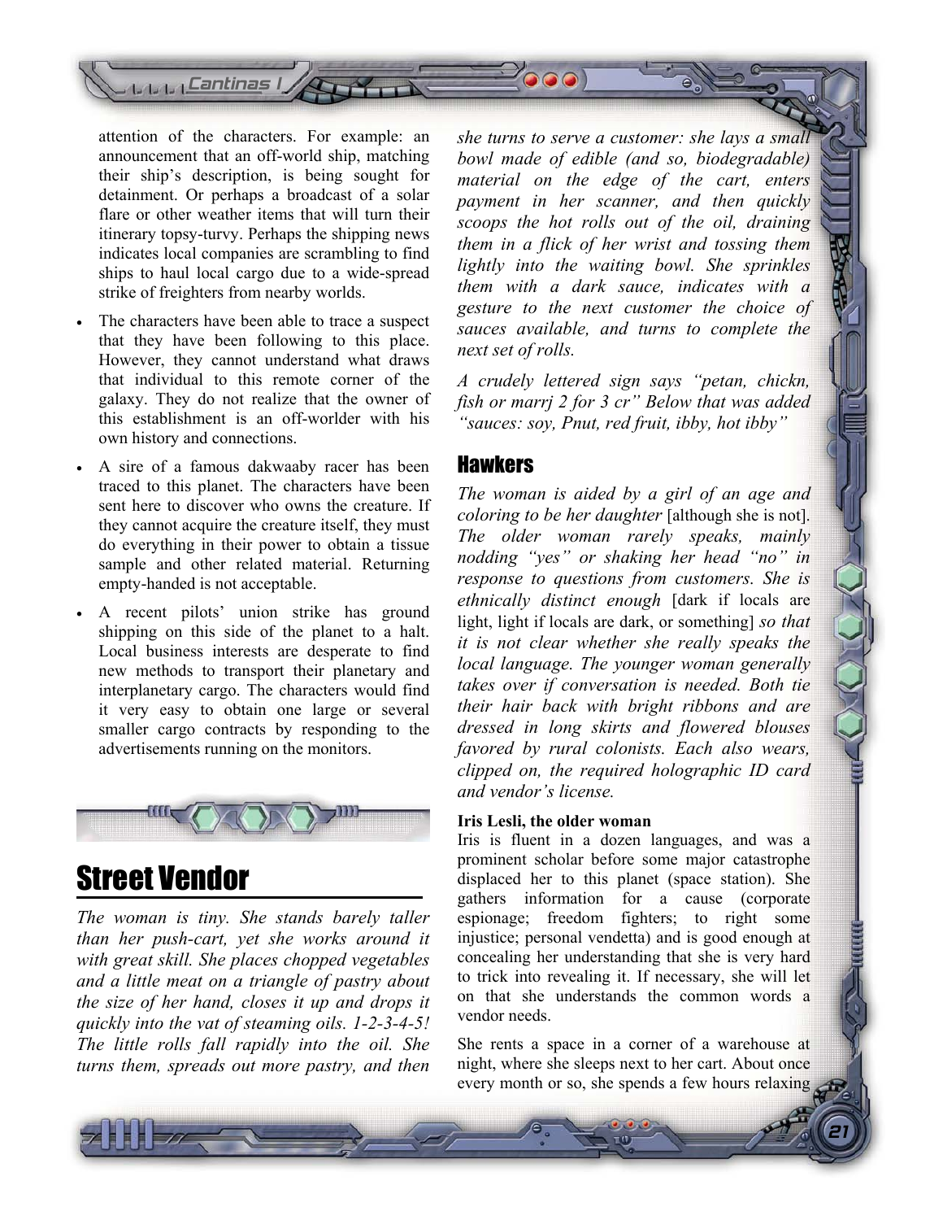attention of the characters. For example: an announcement that an off-world ship, matching their ship's description, is being sought for detainment. Or perhaps a broadcast of a solar flare or other weather items that will turn their itinerary topsy-turvy. Perhaps the shipping news indicates local companies are scrambling to find ships to haul local cargo due to a wide-spread strike of freighters from nearby worlds.

- The characters have been able to trace a suspect that they have been following to this place. However, they cannot understand what draws that individual to this remote corner of the galaxy. They do not realize that the owner of this establishment is an off-worlder with his own history and connections.
- A sire of a famous dakwaaby racer has been traced to this planet. The characters have been sent here to discover who owns the creature. If they cannot acquire the creature itself, they must do everything in their power to obtain a tissue sample and other related material. Returning empty-handed is not acceptable.
- A recent pilots' union strike has ground shipping on this side of the planet to a halt. Local business interests are desperate to find new methods to transport their planetary and interplanetary cargo. The characters would find it very easy to obtain one large or several smaller cargo contracts by responding to the advertisements running on the monitors.

# Street Vendor

*The woman is tiny. She stands barely taller than her push-cart, yet she works around it with great skill. She places chopped vegetables and a little meat on a triangle of pastry about the size of her hand, closes it up and drops it quickly into the vat of steaming oils. 1-2-3-4-5! The little rolls fall rapidly into the oil. She turns them, spreads out more pastry, and then she turns to serve a customer: she lays a small bowl made of edible (and so, biodegradable) material on the edge of the cart, enters payment in her scanner, and then quickly scoops the hot rolls out of the oil, draining them in a flick of her wrist and tossing them lightly into the waiting bowl. She sprinkles them with a dark sauce, indicates with a gesture to the next customer the choice of sauces available, and turns to complete the next set of rolls.*

*A crudely lettered sign says "petan, chickn, fish or marrj 2 for 3 cr" Below that was added "sauces: soy, Pnut, red fruit, ibby, hot ibby"*

## Hawkers

*The woman is aided by a girl of an age and coloring to be her daughter* [although she is not]. *The older woman rarely speaks, mainly nodding "yes" or shaking her head "no" in response to questions from customers. She is ethnically distinct enough* [dark if locals are light, light if locals are dark, or something] *so that it is not clear whether she really speaks the local language. The younger woman generally takes over if conversation is needed. Both tie their hair back with bright ribbons and are dressed in long skirts and flowered blouses favored by rural colonists. Each also wears, clipped on, the required holographic ID card and vendor's license.*

**Iris Lesli, the older woman**

Iris is fluent in a dozen languages, and was a prominent scholar before some major catastrophe displaced her to this planet (space station). She gathers information for a cause (corporate espionage; freedom fighters; to right some injustice; personal vendetta) and is good enough at concealing her understanding that she is very hard to trick into revealing it. If necessary, she will let on that she understands the common words a vendor needs.

She rents a space in a corner of a warehouse at night, where she sleeps next to her cart. About once every month or so, she spends a few hours relaxing